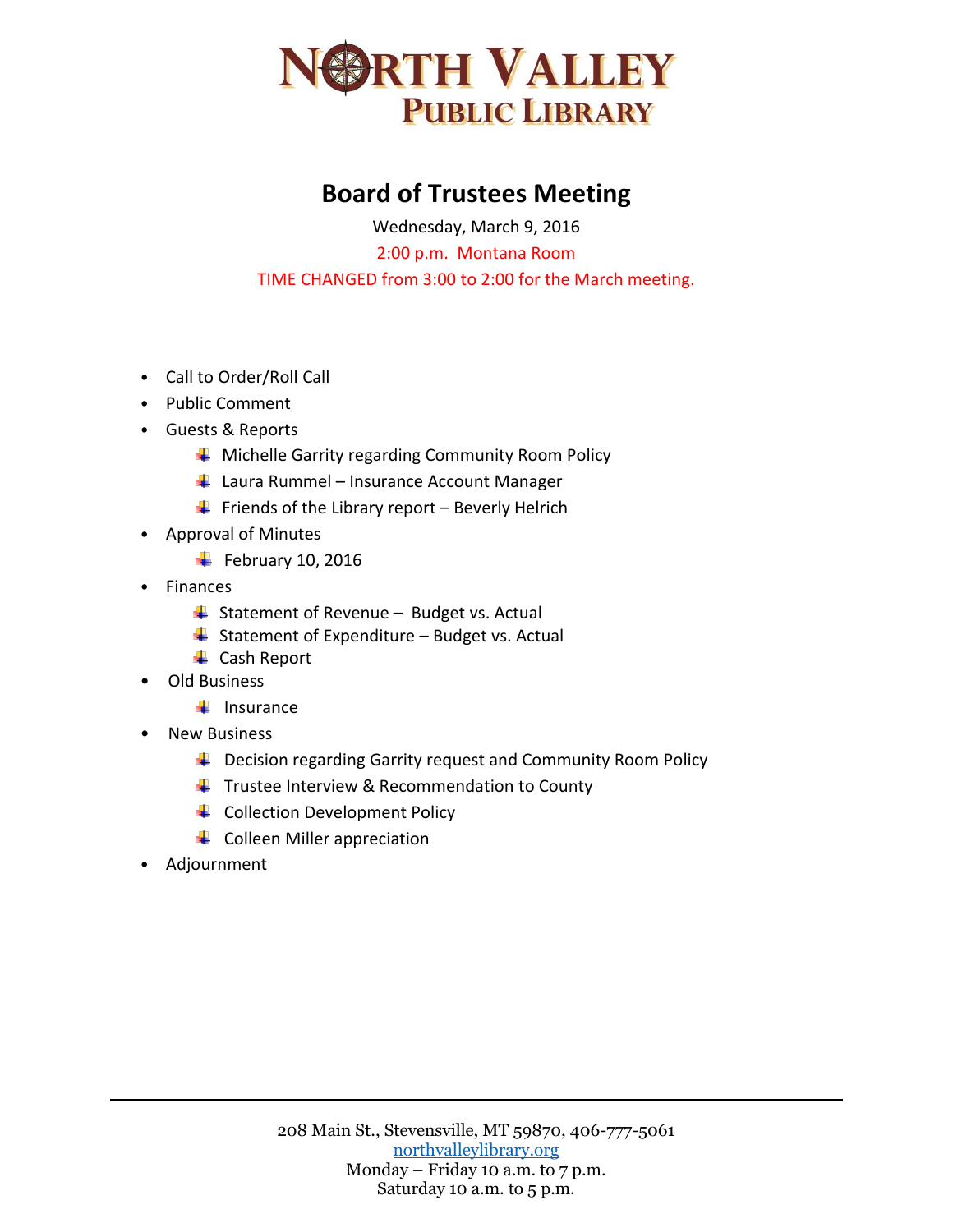# NORTH VALLEY PUBLIC LIBRARY

## Board of Trustees Meeting

Wednesday, March 9, 2016

2:00 p.m. Montana Room

TIME CHANGED from 3:00 to 2:00 for the March meeting.

- Call to Order/Roll Call
- Public Comment
- Guests & Reports
  - Michelle Garrity regarding Community Room Policy
  - Laura Rummel – Insurance Account Manager
  - Friends of the Library report – Beverly Helrich
- Approval of Minutes
  - February 10, 2016
- Finances
  - Statement of Revenue – Budget vs. Actual
  - Statement of Expenditure – Budget vs. Actual
  - Cash Report
- Old Business
  - Insurance
- New Business
  - Decision regarding Garrity request and Community Room Policy
  - Trustee Interview & Recommendation to County
  - Collection Development Policy
  - Colleen Miller appreciation
- Adjournment

---

208 Main St., Stevensville, MT 59870, 406-777-5061
northvalleylibrary.org
Monday – Friday 10 a.m. to 7 p.m.
Saturday 10 a.m. to 5 p.m.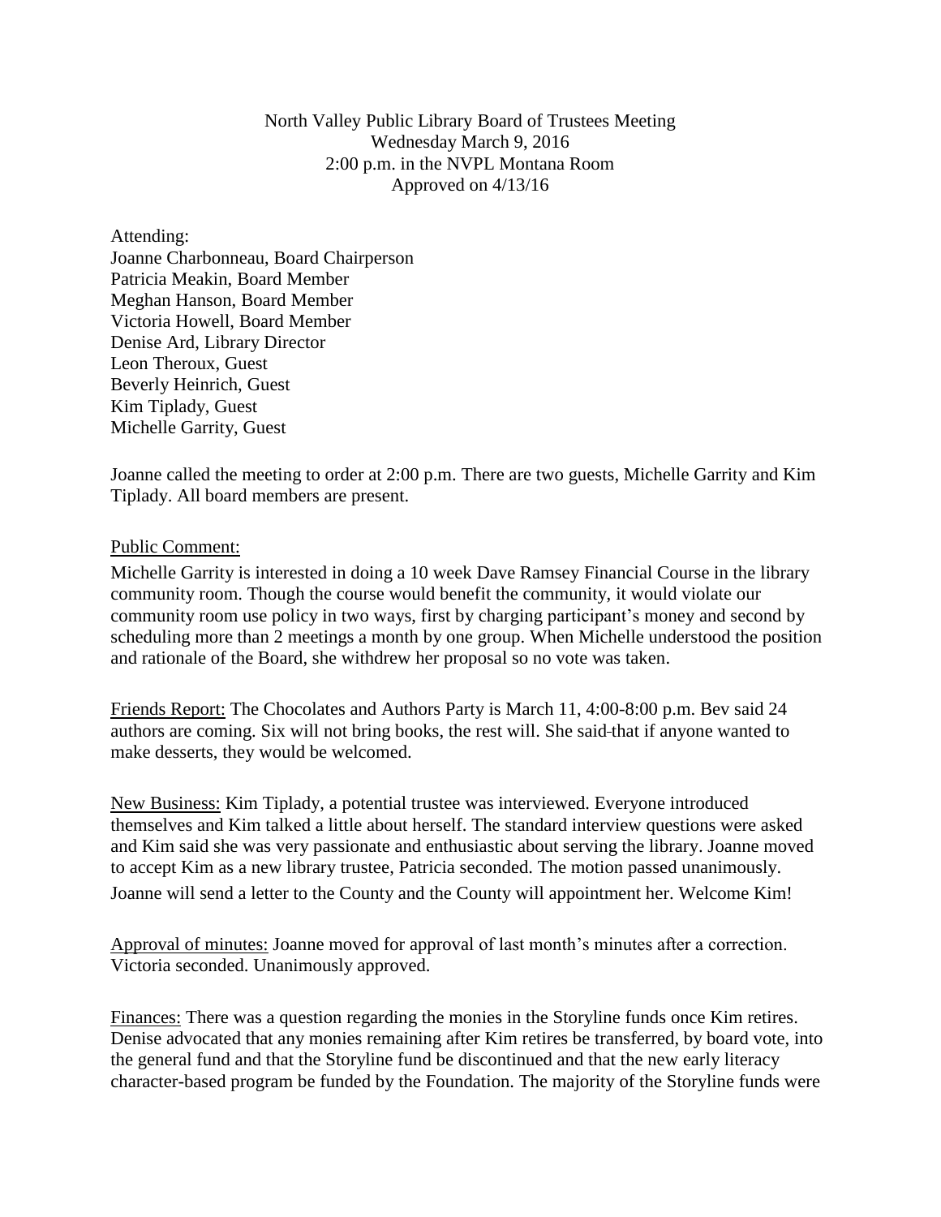North Valley Public Library Board of Trustees Meeting
Wednesday March 9, 2016
2:00 p.m. in the NVPL Montana Room
Approved on 4/13/16

Attending:
Joanne Charbonneau, Board Chairperson
Patricia Meakin, Board Member
Meghan Hanson, Board Member
Victoria Howell, Board Member
Denise Ard, Library Director
Leon Theroux, Guest
Beverly Heinrich, Guest
Kim Tiplady, Guest
Michelle Garrity, Guest

Joanne called the meeting to order at 2:00 p.m. There are two guests, Michelle Garrity and Kim Tiplady. All board members are present.

Public Comment:

Michelle Garrity is interested in doing a 10 week Dave Ramsey Financial Course in the library community room. Though the course would benefit the community, it would violate our community room use policy in two ways, first by charging participant's money and second by scheduling more than 2 meetings a month by one group. When Michelle understood the position and rationale of the Board, she withdrew her proposal so no vote was taken.

Friends Report: The Chocolates and Authors Party is March 11, 4:00-8:00 p.m. Bev said 24 authors are coming. Six will not bring books, the rest will. She said that if anyone wanted to make desserts, they would be welcomed.

New Business: Kim Tiplady, a potential trustee was interviewed. Everyone introduced themselves and Kim talked a little about herself. The standard interview questions were asked and Kim said she was very passionate and enthusiastic about serving the library. Joanne moved to accept Kim as a new library trustee, Patricia seconded. The motion passed unanimously. Joanne will send a letter to the County and the County will appointment her. Welcome Kim!

Approval of minutes: Joanne moved for approval of last month's minutes after a correction. Victoria seconded. Unanimously approved.

Finances: There was a question regarding the monies in the Storyline funds once Kim retires. Denise advocated that any monies remaining after Kim retires be transferred, by board vote, into the general fund and that the Storyline fund be discontinued and that the new early literacy character-based program be funded by the Foundation. The majority of the Storyline funds were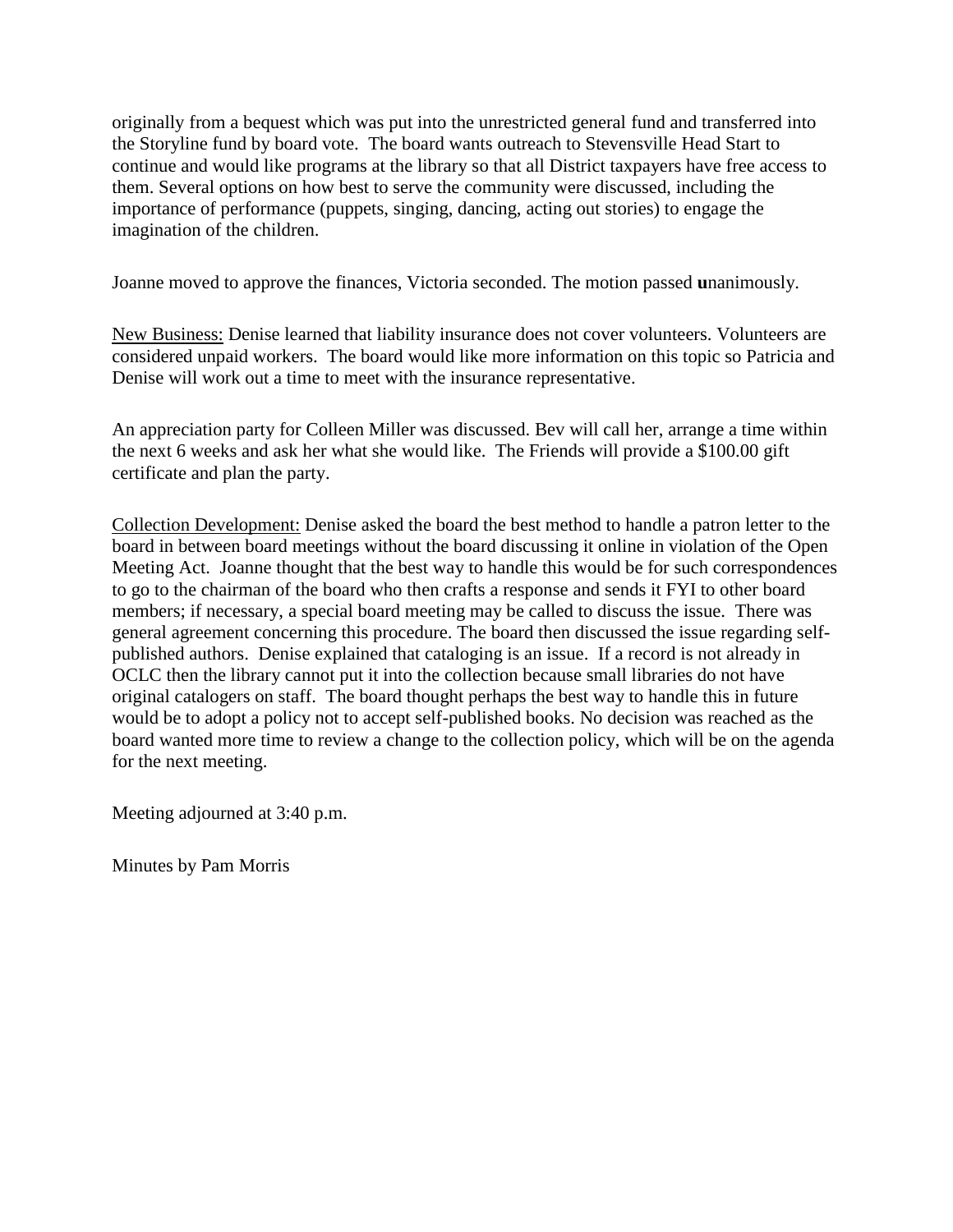originally from a bequest which was put into the unrestricted general fund and transferred into the Storyline fund by board vote. The board wants outreach to Stevensville Head Start to continue and would like programs at the library so that all District taxpayers have free access to them. Several options on how best to serve the community were discussed, including the importance of performance (puppets, singing, dancing, acting out stories) to engage the imagination of the children.

Joanne moved to approve the finances, Victoria seconded. The motion passed **u**nanimously.

<u>New Business:</u> Denise learned that liability insurance does not cover volunteers. Volunteers are considered unpaid workers. The board would like more information on this topic so Patricia and Denise will work out a time to meet with the insurance representative.

An appreciation party for Colleen Miller was discussed. Bev will call her, arrange a time within the next 6 weeks and ask her what she would like. The Friends will provide a $100.00 gift certificate and plan the party.

<u>Collection Development:</u> Denise asked the board the best method to handle a patron letter to the board in between board meetings without the board discussing it online in violation of the Open Meeting Act. Joanne thought that the best way to handle this would be for such correspondences to go to the chairman of the board who then crafts a response and sends it FYI to other board members; if necessary, a special board meeting may be called to discuss the issue. There was general agreement concerning this procedure. The board then discussed the issue regarding self-published authors. Denise explained that cataloging is an issue. If a record is not already in OCLC then the library cannot put it into the collection because small libraries do not have original catalogers on staff. The board thought perhaps the best way to handle this in future would be to adopt a policy not to accept self-published books. No decision was reached as the board wanted more time to review a change to the collection policy, which will be on the agenda for the next meeting.

Meeting adjourned at 3:40 p.m.

Minutes by Pam Morris